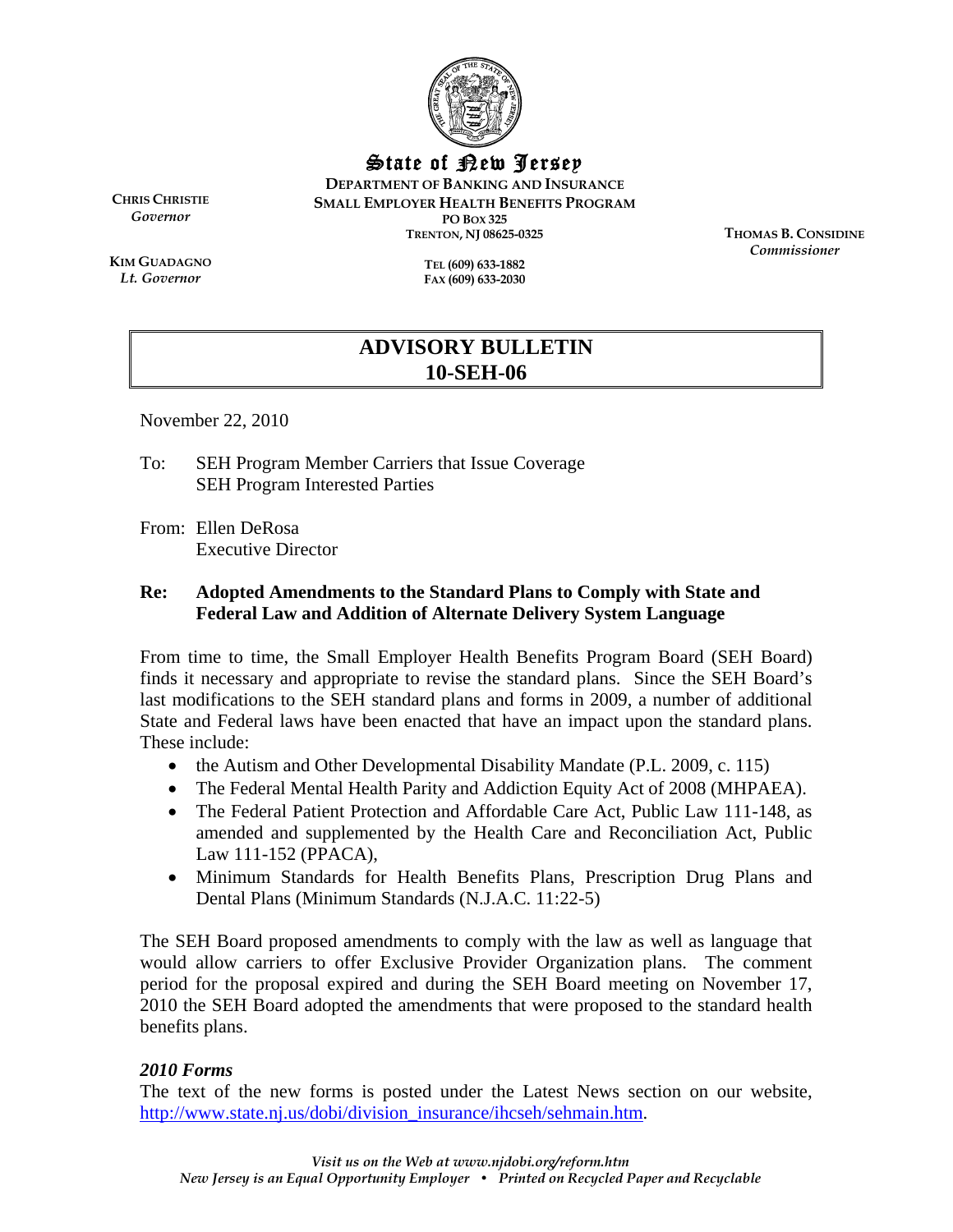State of New Jersey

DEPARTMENT OF BANKING AND INSURANCE
SMALL EMPLOYER HEALTH BENEFITS PROGRAM
PO BOX 325
TRENTON, NJ 08625-0325

TEL (609) 633-1882
FAX (609) 633-2030

CHRIS CHRISTIE
*Governor*

KIM GUADAGNO
*Lt. Governor*

THOMAS B. CONSIDINE
*Commissioner*

# ADVISORY BULLETIN
# 10-SEH-06

November 22, 2010

To: SEH Program Member Carriers that Issue Coverage
SEH Program Interested Parties

From: Ellen DeRosa
Executive Director

**Re: Adopted Amendments to the Standard Plans to Comply with State and Federal Law and Addition of Alternate Delivery System Language**

From time to time, the Small Employer Health Benefits Program Board (SEH Board) finds it necessary and appropriate to revise the standard plans. Since the SEH Board's last modifications to the SEH standard plans and forms in 2009, a number of additional State and Federal laws have been enacted that have an impact upon the standard plans. These include:

- the Autism and Other Developmental Disability Mandate (P.L. 2009, c. 115)
- The Federal Mental Health Parity and Addiction Equity Act of 2008 (MHPAEA).
- The Federal Patient Protection and Affordable Care Act, Public Law 111-148, as amended and supplemented by the Health Care and Reconciliation Act, Public Law 111-152 (PPACA),
- Minimum Standards for Health Benefits Plans, Prescription Drug Plans and Dental Plans (Minimum Standards (N.J.A.C. 11:22-5)

The SEH Board proposed amendments to comply with the law as well as language that would allow carriers to offer Exclusive Provider Organization plans. The comment period for the proposal expired and during the SEH Board meeting on November 17, 2010 the SEH Board adopted the amendments that were proposed to the standard health benefits plans.

### *2010 Forms*

The text of the new forms is posted under the Latest News section on our website, http://www.state.nj.us/dobi/division_insurance/ihcseh/sehmain.htm.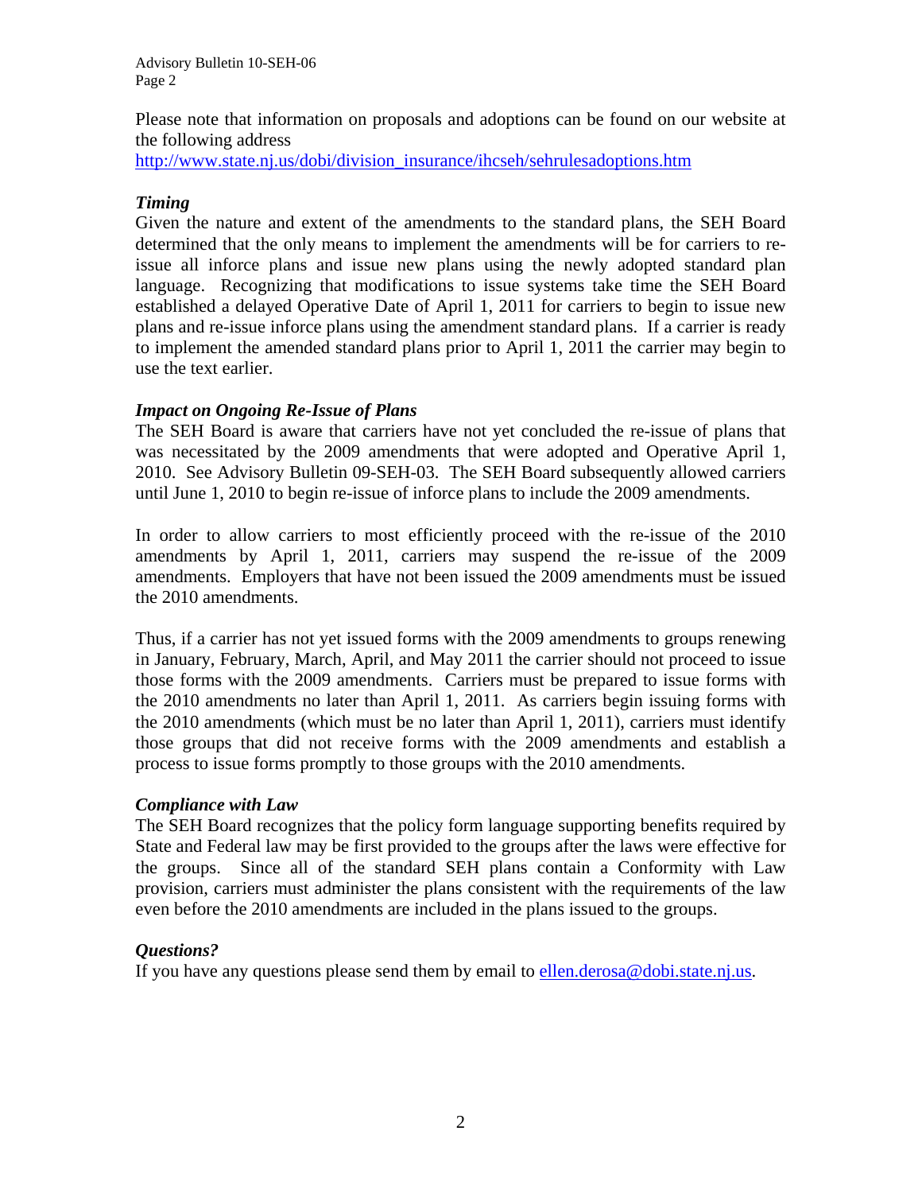Please note that information on proposals and adoptions can be found on our website at the following address [http://www.state.nj.us/dobi/division_insurance/ihcseh/sehrulesadoptions.htm](http://www.state.nj.us/dobi/division_insurance/ihcseh/sehrulesadoptions.htm)

***Timing***

Given the nature and extent of the amendments to the standard plans, the SEH Board determined that the only means to implement the amendments will be for carriers to re-issue all inforce plans and issue new plans using the newly adopted standard plan language. Recognizing that modifications to issue systems take time the SEH Board established a delayed Operative Date of April 1, 2011 for carriers to begin to issue new plans and re-issue inforce plans using the amendment standard plans. If a carrier is ready to implement the amended standard plans prior to April 1, 2011 the carrier may begin to use the text earlier.

***Impact on Ongoing Re-Issue of Plans***

The SEH Board is aware that carriers have not yet concluded the re-issue of plans that was necessitated by the 2009 amendments that were adopted and Operative April 1, 2010. See Advisory Bulletin 09-SEH-03. The SEH Board subsequently allowed carriers until June 1, 2010 to begin re-issue of inforce plans to include the 2009 amendments.

In order to allow carriers to most efficiently proceed with the re-issue of the 2010 amendments by April 1, 2011, carriers may suspend the re-issue of the 2009 amendments. Employers that have not been issued the 2009 amendments must be issued the 2010 amendments.

Thus, if a carrier has not yet issued forms with the 2009 amendments to groups renewing in January, February, March, April, and May 2011 the carrier should not proceed to issue those forms with the 2009 amendments. Carriers must be prepared to issue forms with the 2010 amendments no later than April 1, 2011. As carriers begin issuing forms with the 2010 amendments (which must be no later than April 1, 2011), carriers must identify those groups that did not receive forms with the 2009 amendments and establish a process to issue forms promptly to those groups with the 2010 amendments.

***Compliance with Law***

The SEH Board recognizes that the policy form language supporting benefits required by State and Federal law may be first provided to the groups after the laws were effective for the groups. Since all of the standard SEH plans contain a Conformity with Law provision, carriers must administer the plans consistent with the requirements of the law even before the 2010 amendments are included in the plans issued to the groups.

***Questions?***

If you have any questions please send them by email to [ellen.derosa@dobi.state.nj.us](mailto:ellen.derosa@dobi.state.nj.us).